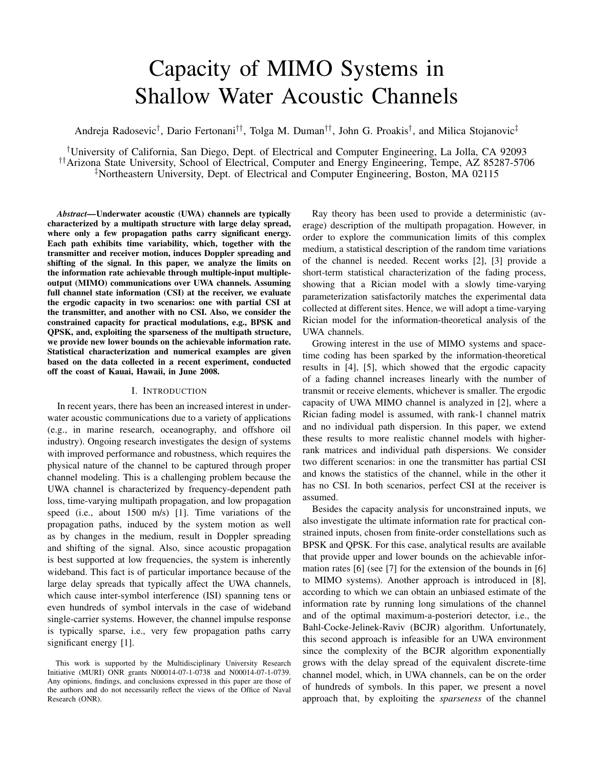# Capacity of MIMO Systems in Shallow Water Acoustic Channels

Andreja Radosevic[†], Dario Fertonani[††], Tolga M. Duman[††], John G. Proakis[†], and Milica Stojanovic[‡]

[†]University of California, San Diego, Dept. of Electrical and Computer Engineering, La Jolla, CA 92093
[††]Arizona State University, School of Electrical, Computer and Energy Engineering, Tempe, AZ 85287-5706
[‡]Northeastern University, Dept. of Electrical and Computer Engineering, Boston, MA 02115

***Abstract*—Underwater acoustic (UWA) channels are typically characterized by a multipath structure with large delay spread, where only a few propagation paths carry significant energy. Each path exhibits time variability, which, together with the transmitter and receiver motion, induces Doppler spreading and shifting of the signal. In this paper, we analyze the limits on the information rate achievable through multiple-input multiple-output (MIMO) communications over UWA channels. Assuming full channel state information (CSI) at the receiver, we evaluate the ergodic capacity in two scenarios: one with partial CSI at the transmitter, and another with no CSI. Also, we consider the constrained capacity for practical modulations, e.g., BPSK and QPSK, and, exploiting the sparseness of the multipath structure, we provide new lower bounds on the achievable information rate. Statistical characterization and numerical examples are given based on the data collected in a recent experiment, conducted off the coast of Kauai, Hawaii, in June 2008.**

## I. Introduction

In recent years, there has been an increased interest in underwater acoustic communications due to a variety of applications (e.g., in marine research, oceanography, and offshore oil industry). Ongoing research investigates the design of systems with improved performance and robustness, which requires the physical nature of the channel to be captured through proper channel modeling. This is a challenging problem because the UWA channel is characterized by frequency-dependent path loss, time-varying multipath propagation, and low propagation speed (i.e., about 1500 m/s) [1]. Time variations of the propagation paths, induced by the system motion as well as by changes in the medium, result in Doppler spreading and shifting of the signal. Also, since acoustic propagation is best supported at low frequencies, the system is inherently wideband. This fact is of particular importance because of the large delay spreads that typically affect the UWA channels, which cause inter-symbol interference (ISI) spanning tens or even hundreds of symbol intervals in the case of wideband single-carrier systems. However, the channel impulse response is typically sparse, i.e., very few propagation paths carry significant energy [1].

Ray theory has been used to provide a deterministic (average) description of the multipath propagation. However, in order to explore the communication limits of this complex medium, a statistical description of the random time variations of the channel is needed. Recent works [2], [3] provide a short-term statistical characterization of the fading process, showing that a Rician model with a slowly time-varying parameterization satisfactorily matches the experimental data collected at different sites. Hence, we will adopt a time-varying Rician model for the information-theoretical analysis of the UWA channels.

Growing interest in the use of MIMO systems and space-time coding has been sparked by the information-theoretical results in [4], [5], which showed that the ergodic capacity of a fading channel increases linearly with the number of transmit or receive elements, whichever is smaller. The ergodic capacity of UWA MIMO channel is analyzed in [2], where a Rician fading model is assumed, with rank-1 channel matrix and no individual path dispersion. In this paper, we extend these results to more realistic channel models with higher-rank matrices and individual path dispersions. We consider two different scenarios: in one the transmitter has partial CSI and knows the statistics of the channel, while in the other it has no CSI. In both scenarios, perfect CSI at the receiver is assumed.

Besides the capacity analysis for unconstrained inputs, we also investigate the ultimate information rate for practical constrained inputs, chosen from finite-order constellations such as BPSK and QPSK. For this case, analytical results are available that provide upper and lower bounds on the achievable information rates [6] (see [7] for the extension of the bounds in [6] to MIMO systems). Another approach is introduced in [8], according to which we can obtain an unbiased estimate of the information rate by running long simulations of the channel and of the optimal maximum-a-posteriori detector, i.e., the Bahl-Cocke-Jelinek-Raviv (BCJR) algorithm. Unfortunately, this second approach is infeasible for an UWA environment since the complexity of the BCJR algorithm exponentially grows with the delay spread of the equivalent discrete-time channel model, which, in UWA channels, can be on the order of hundreds of symbols. In this paper, we present a novel approach that, by exploiting the *sparseness* of the channel

This work is supported by the Multidisciplinary University Research Initiative (MURI) ONR grants N00014-07-1-0738 and N00014-07-1-0739. Any opinions, findings, and conclusions expressed in this paper are those of the authors and do not necessarily reflect the views of the Office of Naval Research (ONR).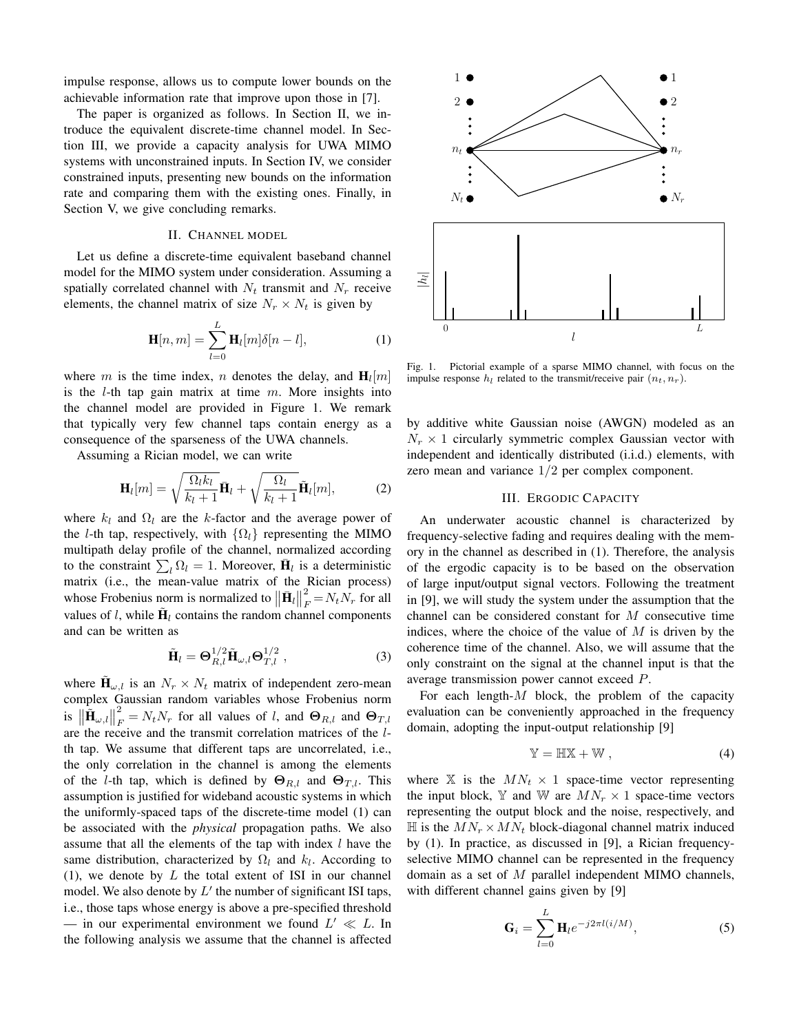impulse response, allows us to compute lower bounds on the achievable information rate that improve upon those in [7].

The paper is organized as follows. In Section II, we introduce the equivalent discrete-time channel model. In Section III, we provide a capacity analysis for UWA MIMO systems with unconstrained inputs. In Section IV, we consider constrained inputs, presenting new bounds on the information rate and comparing them with the existing ones. Finally, in Section V, we give concluding remarks.

## II. Channel model

Let us define a discrete-time equivalent baseband channel model for the MIMO system under consideration. Assuming a spatially correlated channel with $N_t$ transmit and $N_r$ receive elements, the channel matrix of size $N_r \times N_t$ is given by

$$\mathbf{H}[n,m] = \sum_{l=0}^{L} \mathbf{H}_l[m]\delta[n-l], \tag{1}$$

where $m$ is the time index, $n$ denotes the delay, and $\mathbf{H}_l[m]$ is the $l$-th tap gain matrix at time $m$. More insights into the channel model are provided in Figure 1. We remark that typically very few channel taps contain energy as a consequence of the sparseness of the UWA channels.

Assuming a Rician model, we can write

$$\mathbf{H}_l[m] = \sqrt{\frac{\Omega_l k_l}{k_l+1}}\bar{\mathbf{H}}_l + \sqrt{\frac{\Omega_l}{k_l+1}}\tilde{\mathbf{H}}_l[m], \tag{2}$$

where $k_l$ and $\Omega_l$ are the $k$-factor and the average power of the $l$-th tap, respectively, with $\{\Omega_l\}$ representing the MIMO multipath delay profile of the channel, normalized according to the constraint $\sum_l \Omega_l = 1$. Moreover, $\bar{\mathbf{H}}_l$ is a deterministic matrix (i.e., the mean-value matrix of the Rician process) whose Frobenius norm is normalized to $\left\|\bar{\mathbf{H}}_l\right\|_F^2 = N_t N_r$ for all values of $l$, while $\tilde{\mathbf{H}}_l$ contains the random channel components and can be written as

$$\tilde{\mathbf{H}}_l = \mathbf{\Theta}_{R,l}^{1/2}\tilde{\mathbf{H}}_{\omega,l}\mathbf{\Theta}_{T,l}^{1/2}\ , \tag{3}$$

where $\tilde{\mathbf{H}}_{\omega,l}$ is an $N_r \times N_t$ matrix of independent zero-mean complex Gaussian random variables whose Frobenius norm is $\left\|\tilde{\mathbf{H}}_{\omega,l}\right\|_F^2 = N_t N_r$ for all values of $l$, and $\mathbf{\Theta}_{R,l}$ and $\mathbf{\Theta}_{T,l}$ are the receive and the transmit correlation matrices of the $l$-th tap. We assume that different taps are uncorrelated, i.e., the only correlation in the channel is among the elements of the $l$-th tap, which is defined by $\mathbf{\Theta}_{R,l}$ and $\mathbf{\Theta}_{T,l}$. This assumption is justified for wideband acoustic systems in which the uniformly-spaced taps of the discrete-time model (1) can be associated with the *physical* propagation paths. We also assume that all the elements of the tap with index $l$ have the same distribution, characterized by $\Omega_l$ and $k_l$. According to (1), we denote by $L$ the total extent of ISI in our channel model. We also denote by $L'$ the number of significant ISI taps, i.e., those taps whose energy is above a pre-specified threshold — in our experimental environment we found $L' \ll L$. In the following analysis we assume that the channel is affected by additive white Gaussian noise (AWGN) modeled as an $N_r \times 1$ circularly symmetric complex Gaussian vector with independent and identically distributed (i.i.d.) elements, with zero mean and variance $1/2$ per complex component.

Fig. 1. Pictorial example of a sparse MIMO channel, with focus on the impulse response $h_l$ related to the transmit/receive pair $(n_t, n_r)$.

## III. Ergodic Capacity

An underwater acoustic channel is characterized by frequency-selective fading and requires dealing with the memory in the channel as described in (1). Therefore, the analysis of the ergodic capacity is to be based on the observation of large input/output signal vectors. Following the treatment in [9], we will study the system under the assumption that the channel can be considered constant for $M$ consecutive time indices, where the choice of the value of $M$ is driven by the coherence time of the channel. Also, we will assume that the only constraint on the signal at the channel input is that the average transmission power cannot exceed $P$.

For each length-$M$ block, the problem of the capacity evaluation can be conveniently approached in the frequency domain, adopting the input-output relationship [9]

$$\mathbb{Y} = \mathbb{H}\mathbb{X} + \mathbb{W}\ , \tag{4}$$

where $\mathbb{X}$ is the $MN_t \times 1$ space-time vector representing the input block, $\mathbb{Y}$ and $\mathbb{W}$ are $MN_r \times 1$ space-time vectors representing the output block and the noise, respectively, and $\mathbb{H}$ is the $MN_r \times MN_t$ block-diagonal channel matrix induced by (1). In practice, as discussed in [9], a Rician frequency-selective MIMO channel can be represented in the frequency domain as a set of $M$ parallel independent MIMO channels, with different channel gains given by [9]

$$\mathbf{G}_i = \sum_{l=0}^{L} \mathbf{H}_l e^{-j2\pi l(i/M)}, \tag{5}$$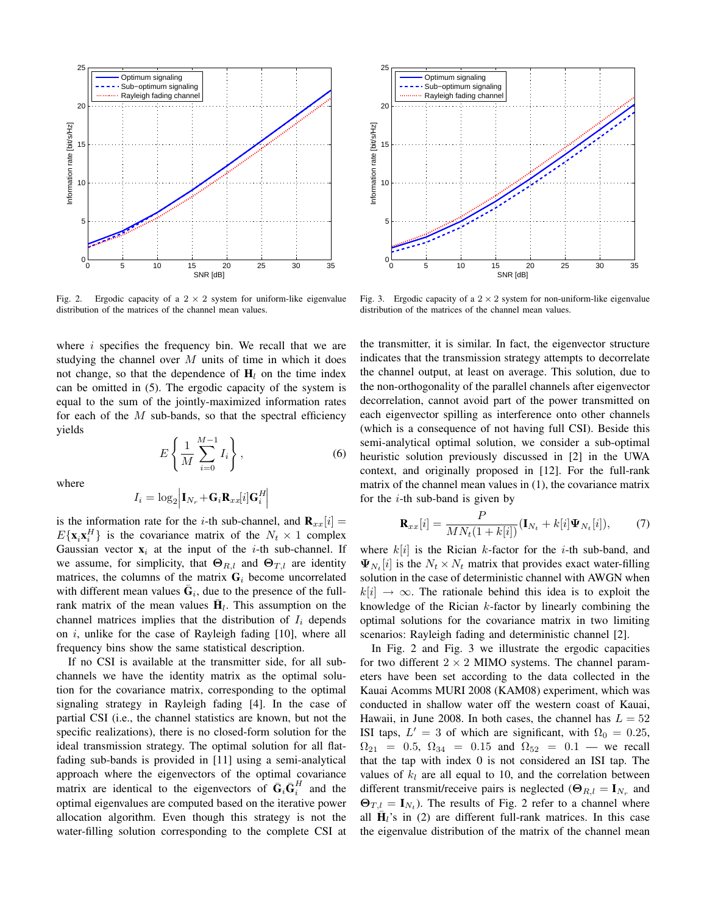Fig. 2. Ergodic capacity of a $2 \times 2$ system for uniform-like eigenvalue distribution of the matrices of the channel mean values.

Fig. 3. Ergodic capacity of a $2 \times 2$ system for non-uniform-like eigenvalue distribution of the matrices of the channel mean values.

where $i$ specifies the frequency bin. We recall that we are studying the channel over $M$ units of time in which it does not change, so that the dependence of $\mathbf{H}_l$ on the time index can be omitted in (5). The ergodic capacity of the system is equal to the sum of the jointly-maximized information rates for each of the $M$ sub-bands, so that the spectral efficiency yields

$$E\left\{\frac{1}{M}\sum_{i=0}^{M-1} I_i\right\}, \tag{6}$$

where

$$I_i = \log_2\left|\mathbf{I}_{N_r} + \mathbf{G}_i\mathbf{R}_{xx}[i]\mathbf{G}_i^H\right|$$

is the information rate for the $i$-th sub-channel, and $\mathbf{R}_{xx}[i] = E\{\mathbf{x}_i\mathbf{x}_i^H\}$ is the covariance matrix of the $N_t \times 1$ complex Gaussian vector $\mathbf{x}_i$ at the input of the $i$-th sub-channel. If we assume, for simplicity, that $\mathbf{\Theta}_{R,l}$ and $\mathbf{\Theta}_{T,l}$ are identity matrices, the columns of the matrix $\mathbf{G}_i$ become uncorrelated with different mean values $\bar{\mathbf{G}}_i$, due to the presence of the full-rank matrix of the mean values $\bar{\mathbf{H}}_l$. This assumption on the channel matrices implies that the distribution of $I_i$ depends on $i$, unlike for the case of Rayleigh fading [10], where all frequency bins show the same statistical description.

If no CSI is available at the transmitter side, for all sub-channels we have the identity matrix as the optimal solution for the covariance matrix, corresponding to the optimal signaling strategy in Rayleigh fading [4]. In the case of partial CSI (i.e., the channel statistics are known, but not the specific realizations), there is no closed-form solution for the ideal transmission strategy. The optimal solution for all flat-fading sub-bands is provided in [11] using a semi-analytical approach where the eigenvectors of the optimal covariance matrix are identical to the eigenvectors of $\bar{\mathbf{G}}_i\bar{\mathbf{G}}_i^H$ and the optimal eigenvalues are computed based on the iterative power allocation algorithm. Even though this strategy is not the water-filling solution corresponding to the complete CSI at the transmitter, it is similar. In fact, the eigenvector structure indicates that the transmission strategy attempts to decorrelate the channel output, at least on average. This solution, due to the non-orthogonality of the parallel channels after eigenvector decorrelation, cannot avoid part of the power transmitted on each eigenvector spilling as interference onto other channels (which is a consequence of not having full CSI). Beside this semi-analytical optimal solution, we consider a sub-optimal heuristic solution previously discussed in [2] in the UWA context, and originally proposed in [12]. For the full-rank matrix of the channel mean values in (1), the covariance matrix for the $i$-th sub-band is given by

$$\mathbf{R}_{xx}[i] = \frac{P}{MN_t(1+k[i])}(\mathbf{I}_{N_t} + k[i]\mathbf{\Psi}_{N_t}[i]), \tag{7}$$

where $k[i]$ is the Rician $k$-factor for the $i$-th sub-band, and $\mathbf{\Psi}_{N_t}[i]$ is the $N_t \times N_t$ matrix that provides exact water-filling solution in the case of deterministic channel with AWGN when $k[i] \to \infty$. The rationale behind this idea is to exploit the knowledge of the Rician $k$-factor by linearly combining the optimal solutions for the covariance matrix in two limiting scenarios: Rayleigh fading and deterministic channel [2].

In Fig. 2 and Fig. 3 we illustrate the ergodic capacities for two different $2 \times 2$ MIMO systems. The channel parameters have been set according to the data collected in the Kauai Acomms MURI 2008 (KAM08) experiment, which was conducted in shallow water off the western coast of Kauai, Hawaii, in June 2008. In both cases, the channel has $L = 52$ ISI taps, $L' = 3$ of which are significant, with $\Omega_0 = 0.25$, $\Omega_{21} = 0.5$, $\Omega_{34} = 0.15$ and $\Omega_{52} = 0.1$ — we recall that the tap with index 0 is not considered an ISI tap. The values of $k_l$ are all equal to 10, and the correlation between different transmit/receive pairs is neglected ($\mathbf{\Theta}_{R,l} = \mathbf{I}_{N_r}$ and $\mathbf{\Theta}_{T,l} = \mathbf{I}_{N_t}$). The results of Fig. 2 refer to a channel where all $\bar{\mathbf{H}}_l$'s in (2) are different full-rank matrices. In this case the eigenvalue distribution of the matrix of the channel mean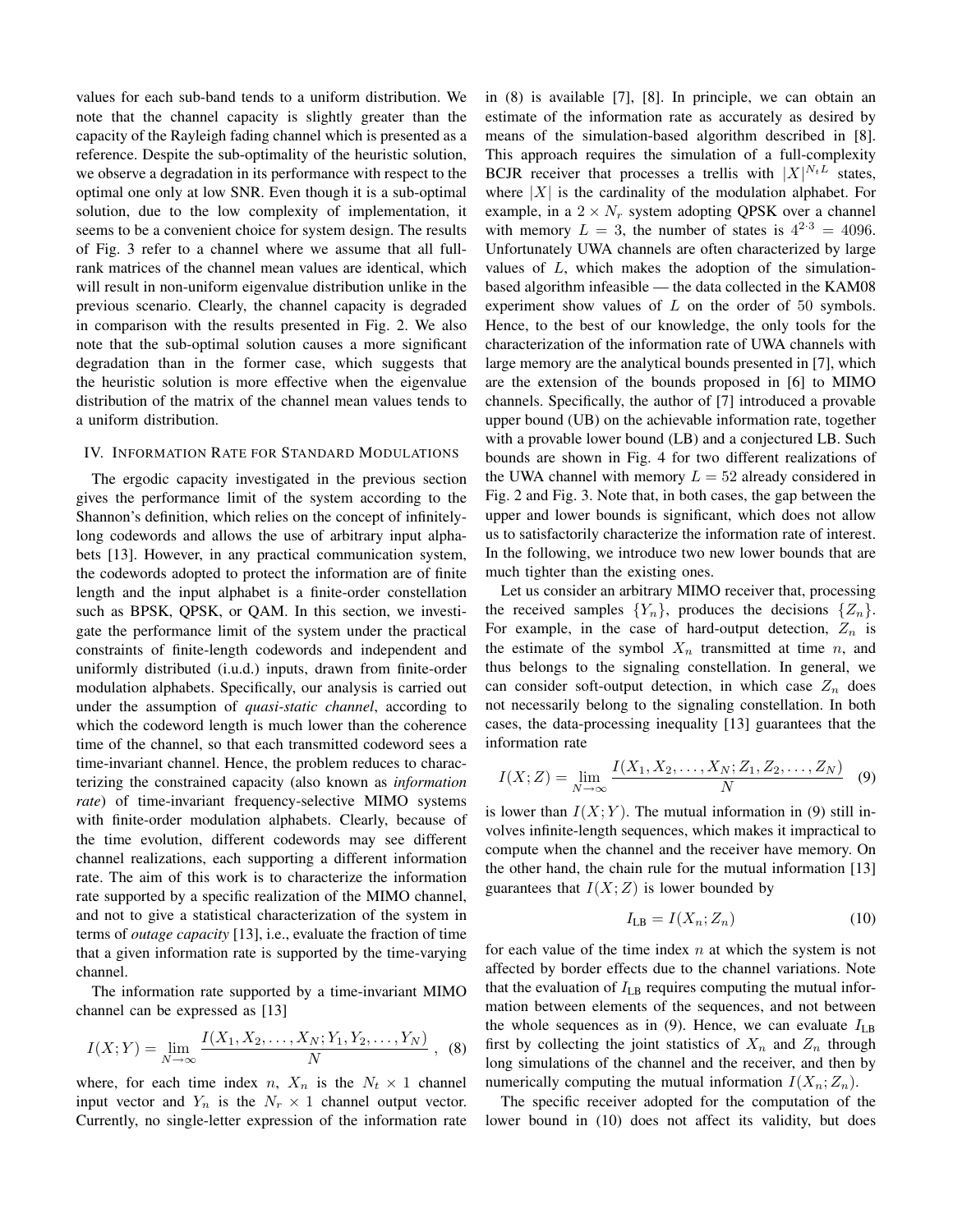values for each sub-band tends to a uniform distribution. We note that the channel capacity is slightly greater than the capacity of the Rayleigh fading channel which is presented as a reference. Despite the sub-optimality of the heuristic solution, we observe a degradation in its performance with respect to the optimal one only at low SNR. Even though it is a sub-optimal solution, due to the low complexity of implementation, it seems to be a convenient choice for system design. The results of Fig. 3 refer to a channel where we assume that all full-rank matrices of the channel mean values are identical, which will result in non-uniform eigenvalue distribution unlike in the previous scenario. Clearly, the channel capacity is degraded in comparison with the results presented in Fig. 2. We also note that the sub-optimal solution causes a more significant degradation than in the former case, which suggests that the heuristic solution is more effective when the eigenvalue distribution of the matrix of the channel mean values tends to a uniform distribution.

## IV. Information Rate for Standard Modulations

The ergodic capacity investigated in the previous section gives the performance limit of the system according to the Shannon's definition, which relies on the concept of infinitely-long codewords and allows the use of arbitrary input alphabets [13]. However, in any practical communication system, the codewords adopted to protect the information are of finite length and the input alphabet is a finite-order constellation such as BPSK, QPSK, or QAM. In this section, we investigate the performance limit of the system under the practical constraints of finite-length codewords and independent and uniformly distributed (i.u.d.) inputs, drawn from finite-order modulation alphabets. Specifically, our analysis is carried out under the assumption of *quasi-static channel*, according to which the codeword length is much lower than the coherence time of the channel, so that each transmitted codeword sees a time-invariant channel. Hence, the problem reduces to characterizing the constrained capacity (also known as *information rate*) of time-invariant frequency-selective MIMO systems with finite-order modulation alphabets. Clearly, because of the time evolution, different codewords may see different channel realizations, each supporting a different information rate. The aim of this work is to characterize the information rate supported by a specific realization of the MIMO channel, and not to give a statistical characterization of the system in terms of *outage capacity* [13], i.e., evaluate the fraction of time that a given information rate is supported by the time-varying channel.

The information rate supported by a time-invariant MIMO channel can be expressed as [13]

$$I(X;Y) = \lim_{N\to\infty} \frac{I(X_1, X_2, \ldots, X_N; Y_1, Y_2, \ldots, Y_N)}{N} \,, \quad (8)$$

where, for each time index $n$, $X_n$ is the $N_t \times 1$ channel input vector and $Y_n$ is the $N_r \times 1$ channel output vector. Currently, no single-letter expression of the information rate in (8) is available [7], [8]. In principle, we can obtain an estimate of the information rate as accurately as desired by means of the simulation-based algorithm described in [8]. This approach requires the simulation of a full-complexity BCJR receiver that processes a trellis with $|X|^{N_t L}$ states, where $|X|$ is the cardinality of the modulation alphabet. For example, in a $2 \times N_r$ system adopting QPSK over a channel with memory $L = 3$, the number of states is $4^{2\cdot 3} = 4096$. Unfortunately UWA channels are often characterized by large values of $L$, which makes the adoption of the simulation-based algorithm infeasible — the data collected in the KAM08 experiment show values of $L$ on the order of 50 symbols. Hence, to the best of our knowledge, the only tools for the characterization of the information rate of UWA channels with large memory are the analytical bounds presented in [7], which are the extension of the bounds proposed in [6] to MIMO channels. Specifically, the author of [7] introduced a provable upper bound (UB) on the achievable information rate, together with a provable lower bound (LB) and a conjectured LB. Such bounds are shown in Fig. 4 for two different realizations of the UWA channel with memory $L = 52$ already considered in Fig. 2 and Fig. 3. Note that, in both cases, the gap between the upper and lower bounds is significant, which does not allow us to satisfactorily characterize the information rate of interest. In the following, we introduce two new lower bounds that are much tighter than the existing ones.

Let us consider an arbitrary MIMO receiver that, processing the received samples $\{Y_n\}$, produces the decisions $\{Z_n\}$. For example, in the case of hard-output detection, $Z_n$ is the estimate of the symbol $X_n$ transmitted at time $n$, and thus belongs to the signaling constellation. In general, we can consider soft-output detection, in which case $Z_n$ does not necessarily belong to the signaling constellation. In both cases, the data-processing inequality [13] guarantees that the information rate

$$I(X;Z) = \lim_{N\to\infty} \frac{I(X_1, X_2, \ldots, X_N; Z_1, Z_2, \ldots, Z_N)}{N} \quad (9)$$

is lower than $I(X;Y)$. The mutual information in (9) still involves infinite-length sequences, which makes it impractical to compute when the channel and the receiver have memory. On the other hand, the chain rule for the mutual information [13] guarantees that $I(X;Z)$ is lower bounded by

$$I_{\text{LB}} = I(X_n; Z_n) \quad (10)$$

for each value of the time index $n$ at which the system is not affected by border effects due to the channel variations. Note that the evaluation of $I_{\text{LB}}$ requires computing the mutual information between elements of the sequences, and not between the whole sequences as in (9). Hence, we can evaluate $I_{\text{LB}}$ first by collecting the joint statistics of $X_n$ and $Z_n$ through long simulations of the channel and the receiver, and then by numerically computing the mutual information $I(X_n; Z_n)$.

The specific receiver adopted for the computation of the lower bound in (10) does not affect its validity, but does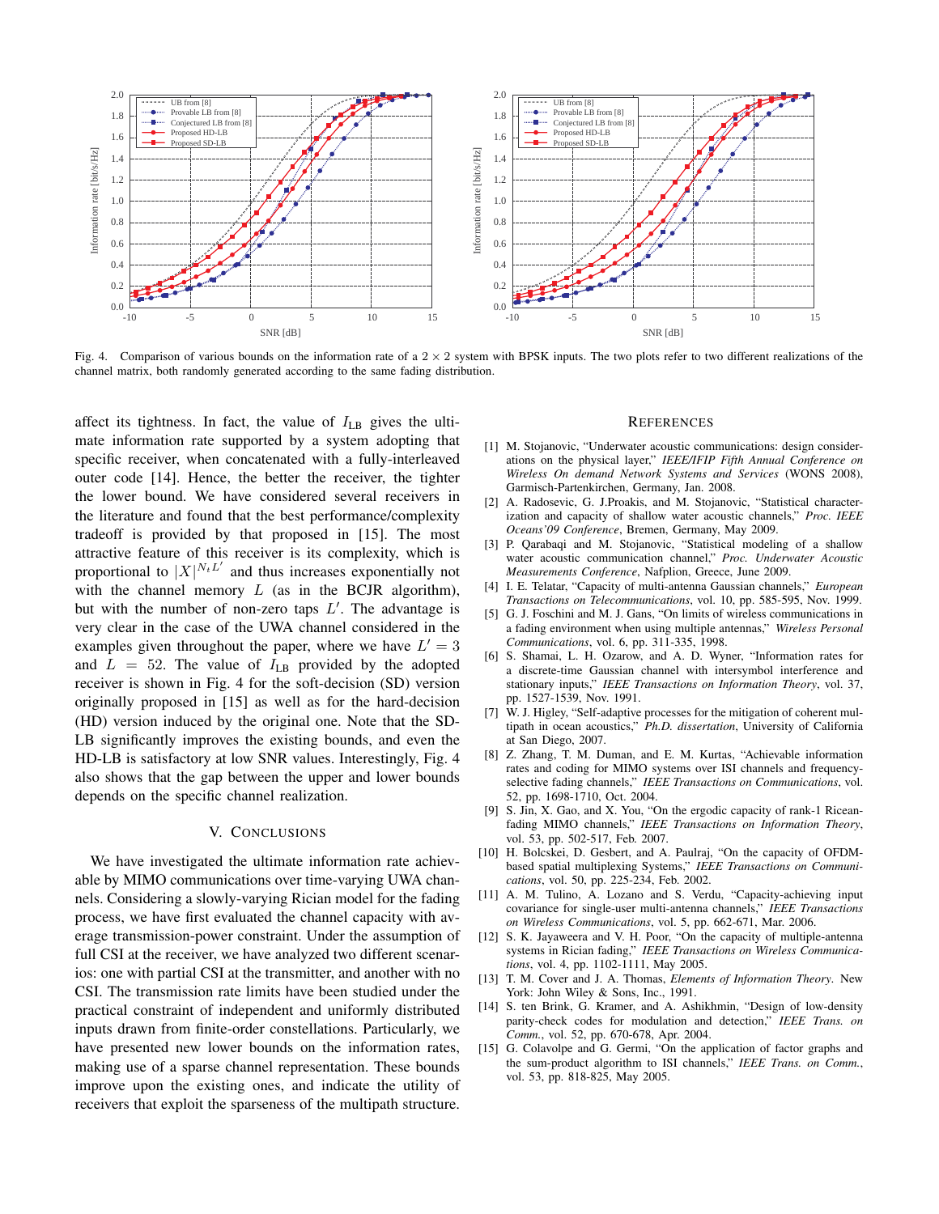2.0
1.8
1.6
1.4
1.2
1.0
0.8
0.6
0.4
0.2
0.0
Information rate [bit/s/Hz]
-10 -5 0 5 10 15
SNR [dB]
UB from [8]
Provable LB from [8]
Conjectured LB from [8]
Proposed HD-LB
Proposed SD-LB

2.0
1.8
1.6
1.4
1.2
1.0
0.8
0.6
0.4
0.2
0.0
Information rate [bit/s/Hz]
-10 -5 0 5 10 15
SNR [dB]
UB from [8]
Provable LB from [8]
Conjectured LB from [8]
Proposed HD-LB
Proposed SD-LB

Fig. 4. Comparison of various bounds on the information rate of a $2 \times 2$ system with BPSK inputs. The two plots refer to two different realizations of the channel matrix, both randomly generated according to the same fading distribution.

affect its tightness. In fact, the value of $I_{\text{LB}}$ gives the ultimate information rate supported by a system adopting that specific receiver, when concatenated with a fully-interleaved outer code [14]. Hence, the better the receiver, the tighter the lower bound. We have considered several receivers in the literature and found that the best performance/complexity tradeoff is provided by that proposed in [15]. The most attractive feature of this receiver is its complexity, which is proportional to $|X|^{N_t L'}$ and thus increases exponentially not with the channel memory $L$ (as in the BCJR algorithm), but with the number of non-zero taps $L'$. The advantage is very clear in the case of the UWA channel considered in the examples given throughout the paper, where we have $L' = 3$ and $L = 52$. The value of $I_{\text{LB}}$ provided by the adopted receiver is shown in Fig. 4 for the soft-decision (SD) version originally proposed in [15] as well as for the hard-decision (HD) version induced by the original one. Note that the SD-LB significantly improves the existing bounds, and even the HD-LB is satisfactory at low SNR values. Interestingly, Fig. 4 also shows that the gap between the upper and lower bounds depends on the specific channel realization.

## V. Conclusions

We have investigated the ultimate information rate achievable by MIMO communications over time-varying UWA channels. Considering a slowly-varying Rician model for the fading process, we have first evaluated the channel capacity with average transmission-power constraint. Under the assumption of full CSI at the receiver, we have analyzed two different scenarios: one with partial CSI at the transmitter, and another with no CSI. The transmission rate limits have been studied under the practical constraint of independent and uniformly distributed inputs drawn from finite-order constellations. Particularly, we have presented new lower bounds on the information rates, making use of a sparse channel representation. These bounds improve upon the existing ones, and indicate the utility of receivers that exploit the sparseness of the multipath structure.

## References

[1] M. Stojanovic, "Underwater acoustic communications: design considerations on the physical layer," *IEEE/IFIP Fifth Annual Conference on Wireless On demand Network Systems and Services* (WONS 2008), Garmisch-Partenkirchen, Germany, Jan. 2008.

[2] A. Radosevic, G. J.Proakis, and M. Stojanovic, "Statistical characterization and capacity of shallow water acoustic channels," *Proc. IEEE Oceans'09 Conference*, Bremen, Germany, May 2009.

[3] P. Qarabaqi and M. Stojanovic, "Statistical modeling of a shallow water acoustic communication channel," *Proc. Underwater Acoustic Measurements Conference*, Nafplion, Greece, June 2009.

[4] I. E. Telatar, "Capacity of multi-antenna Gaussian channels," *European Transactions on Telecommunications*, vol. 10, pp. 585-595, Nov. 1999.

[5] G. J. Foschini and M. J. Gans, "On limits of wireless communications in a fading environment when using multiple antennas," *Wireless Personal Communications*, vol. 6, pp. 311-335, 1998.

[6] S. Shamai, L. H. Ozarow, and A. D. Wyner, "Information rates for a discrete-time Gaussian channel with intersymbol interference and stationary inputs," *IEEE Transactions on Information Theory*, vol. 37, pp. 1527-1539, Nov. 1991.

[7] W. J. Higley, "Self-adaptive processes for the mitigation of coherent multipath in ocean acoustics," *Ph.D. dissertation*, University of California at San Diego, 2007.

[8] Z. Zhang, T. M. Duman, and E. M. Kurtas, "Achievable information rates and coding for MIMO systems over ISI channels and frequency-selective fading channels," *IEEE Transactions on Communications*, vol. 52, pp. 1698-1710, Oct. 2004.

[9] S. Jin, X. Gao, and X. You, "On the ergodic capacity of rank-1 Ricean-fading MIMO channels," *IEEE Transactions on Information Theory*, vol. 53, pp. 502-517, Feb. 2007.

[10] H. Bolcskei, D. Gesbert, and A. Paulraj, "On the capacity of OFDM-based spatial multiplexing Systems," *IEEE Transactions on Communications*, vol. 50, pp. 225-234, Feb. 2002.

[11] A. M. Tulino, A. Lozano and S. Verdu, "Capacity-achieving input covariance for single-user multi-antenna channels," *IEEE Transactions on Wireless Communications*, vol. 5, pp. 662-671, Mar. 2006.

[12] S. K. Jayaweera and V. H. Poor, "On the capacity of multiple-antenna systems in Rician fading," *IEEE Transactions on Wireless Communications*, vol. 4, pp. 1102-1111, May 2005.

[13] T. M. Cover and J. A. Thomas, *Elements of Information Theory*. New York: John Wiley & Sons, Inc., 1991.

[14] S. ten Brink, G. Kramer, and A. Ashikhmin, "Design of low-density parity-check codes for modulation and detection," *IEEE Trans. on Comm.*, vol. 52, pp. 670-678, Apr. 2004.

[15] G. Colavolpe and G. Germi, "On the application of factor graphs and the sum-product algorithm to ISI channels," *IEEE Trans. on Comm.*, vol. 53, pp. 818-825, May 2005.